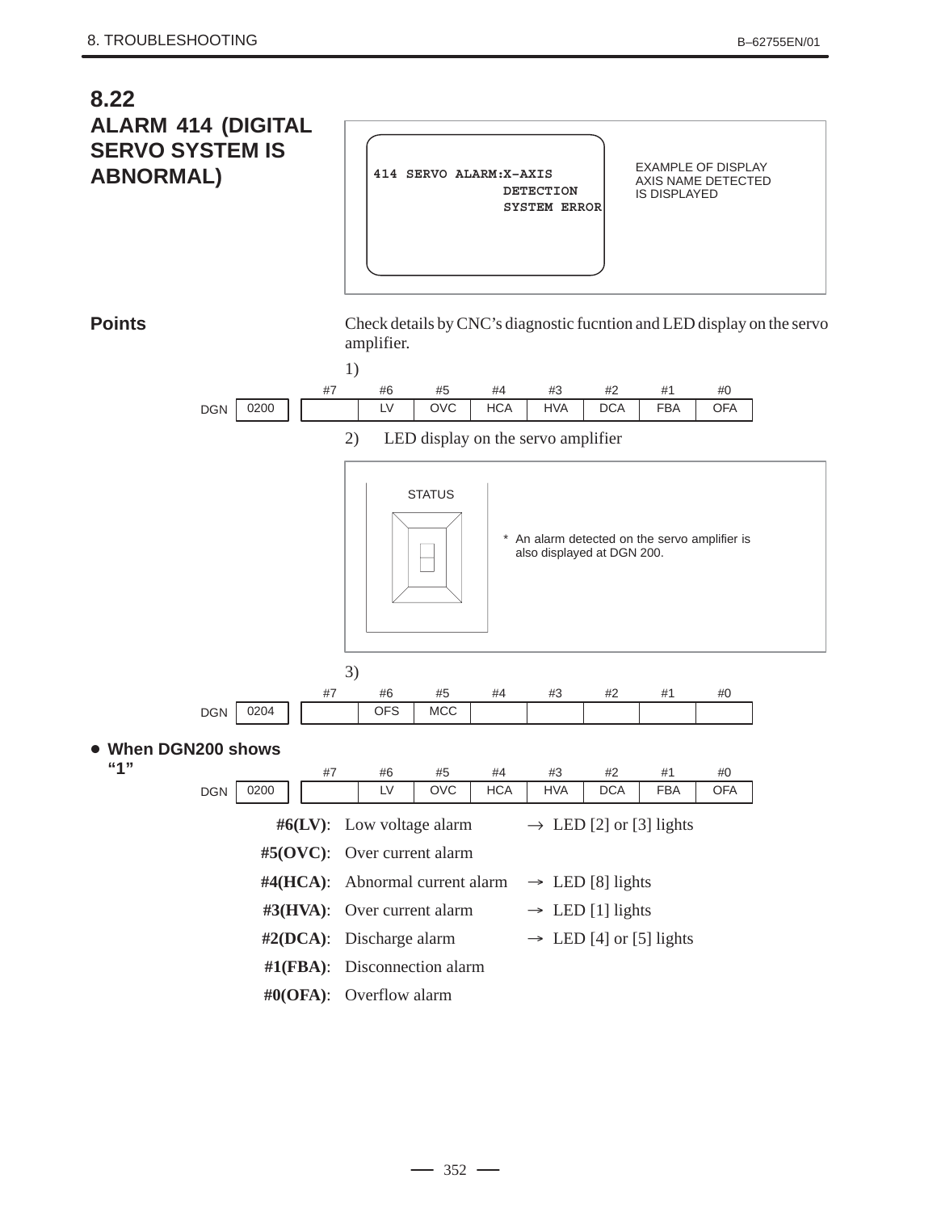## 8.22 ALARM 414 (DIGITAL SERVO SYSTEM IS ABNORMAL)

```
414 SERVO ALARM:X–AXIS
                DETECTION
                SYSTEM ERROR
```

EXAMPLE OF DISPLAY AXIS NAME DETECTED IS DISPLAYED

### Points

Check details by CNC's diagnostic fucntion and LED display on the servo amplifier.

1)

| DGN | | #7 | #6 | #5 | #4 | #3 | #2 | #1 | #0 |
|---|---|---|---|---|---|---|---|---|---|
| | 0200 | | LV | OVC | HCA | HVA | DCA | FBA | OFA |

2) LED display on the servo amplifier

STATUS

* An alarm detected on the servo amplifier is also displayed at DGN 200.

3)

| DGN | | #7 | #6 | #5 | #4 | #3 | #2 | #1 | #0 |
|---|---|---|---|---|---|---|---|---|---|
| | 0204 | | OFS | MCC | | | | | |

- **When DGN200 shows "1"**

| DGN | | #7 | #6 | #5 | #4 | #3 | #2 | #1 | #0 |
|---|---|---|---|---|---|---|---|---|---|
| | 0200 | | LV | OVC | HCA | HVA | DCA | FBA | OFA |

**#6(LV)**: Low voltage alarm → LED [2] or [3] lights

**#5(OVC)**: Over current alarm

**#4(HCA)**: Abnormal current alarm → LED [8] lights

**#3(HVA)**: Over current alarm → LED [1] lights

**#2(DCA)**: Discharge alarm → LED [4] or [5] lights

**#1(FBA)**: Disconnection alarm

**#0(OFA)**: Overflow alarm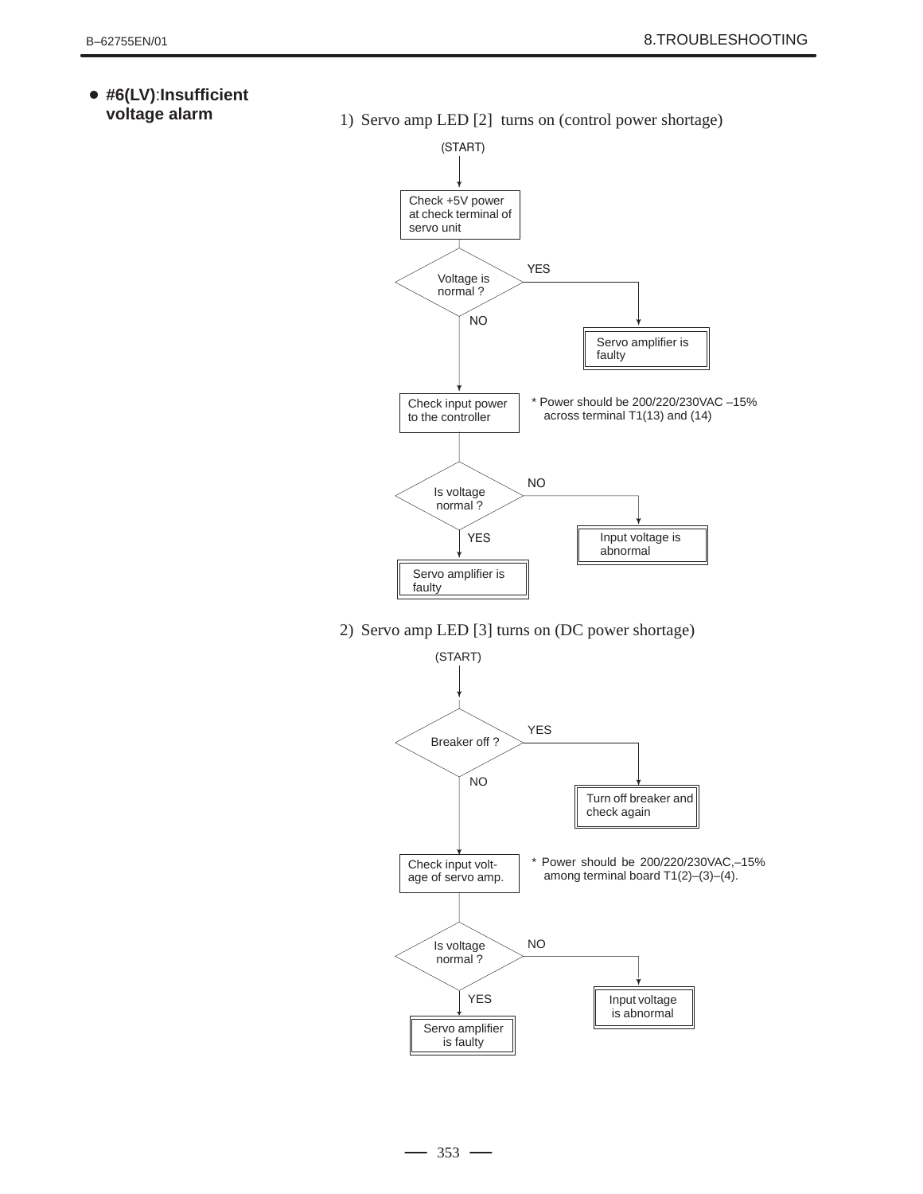- **#6(LV)**:**Insufficient voltage alarm**

1) Servo amp LED [2] turns on (control power shortage)

(START)

Check +5V power at check terminal of servo unit

Voltage is normal ?

YES → Servo amplifier is faulty

NO ↓

Check input power to the controller

* Power should be 200/220/230VAC –15% across terminal T1(13) and (14)

Is voltage normal ?

NO → Input voltage is abnormal

YES → Servo amplifier is faulty

2) Servo amp LED [3] turns on (DC power shortage)

(START)

Breaker off ?

YES → Turn off breaker and check again

NO ↓

Check input voltage of servo amp.

* Power should be 200/220/230VAC,–15% among terminal board T1(2)–(3)–(4).

Is voltage normal ?

NO → Input voltage is abnormal

YES → Servo amplifier is faulty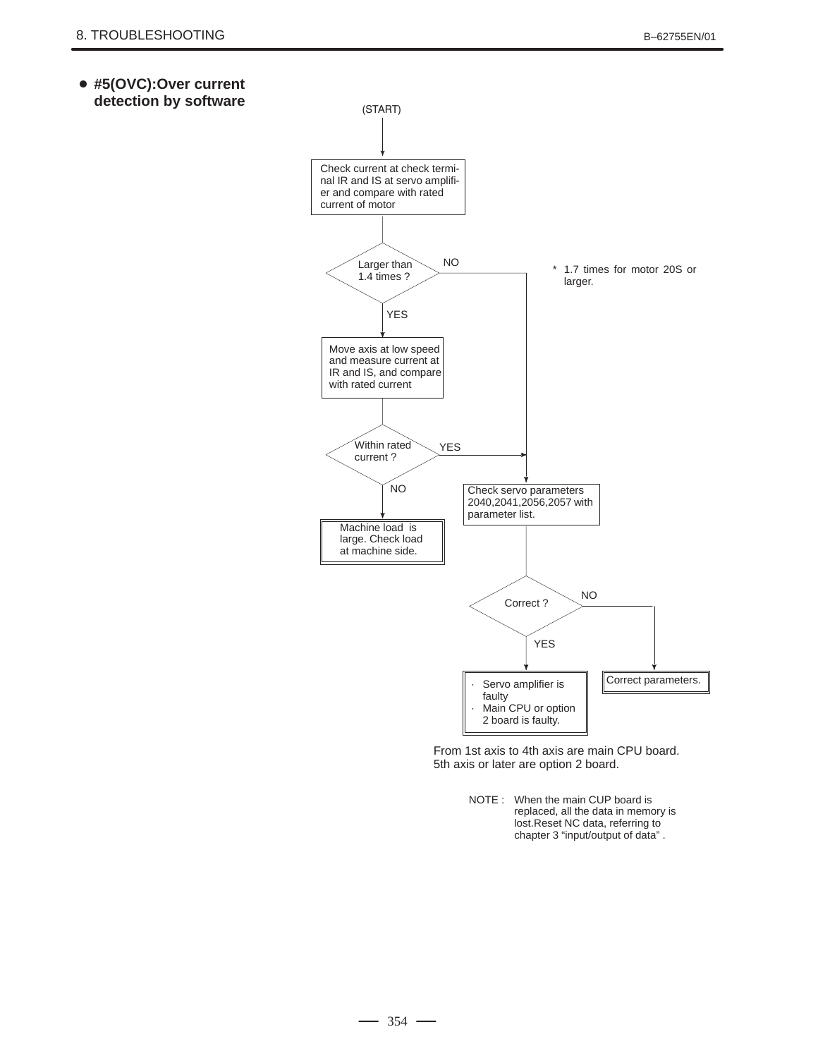- **#5(OVC):Over current detection by software**

(START)

Check current at check terminal IR and IS at servo amplifier and compare with rated current of motor

Larger than 1.4 times ?

NO

\* 1.7 times for motor 20S or larger.

YES

Move axis at low speed and measure current at IR and IS, and compare with rated current

Within rated current ?

YES

NO

Check servo parameters 2040,2041,2056,2057 with parameter list.

Machine load is large. Check load at machine side.

Correct ?

NO

YES

- Servo amplifier is faulty
- Main CPU or option 2 board is faulty.

Correct parameters.

From 1st axis to 4th axis are main CPU board.
5th axis or later are option 2 board.

NOTE : When the main CUP board is replaced, all the data in memory is lost.Reset NC data, referring to chapter 3 "input/output of data" .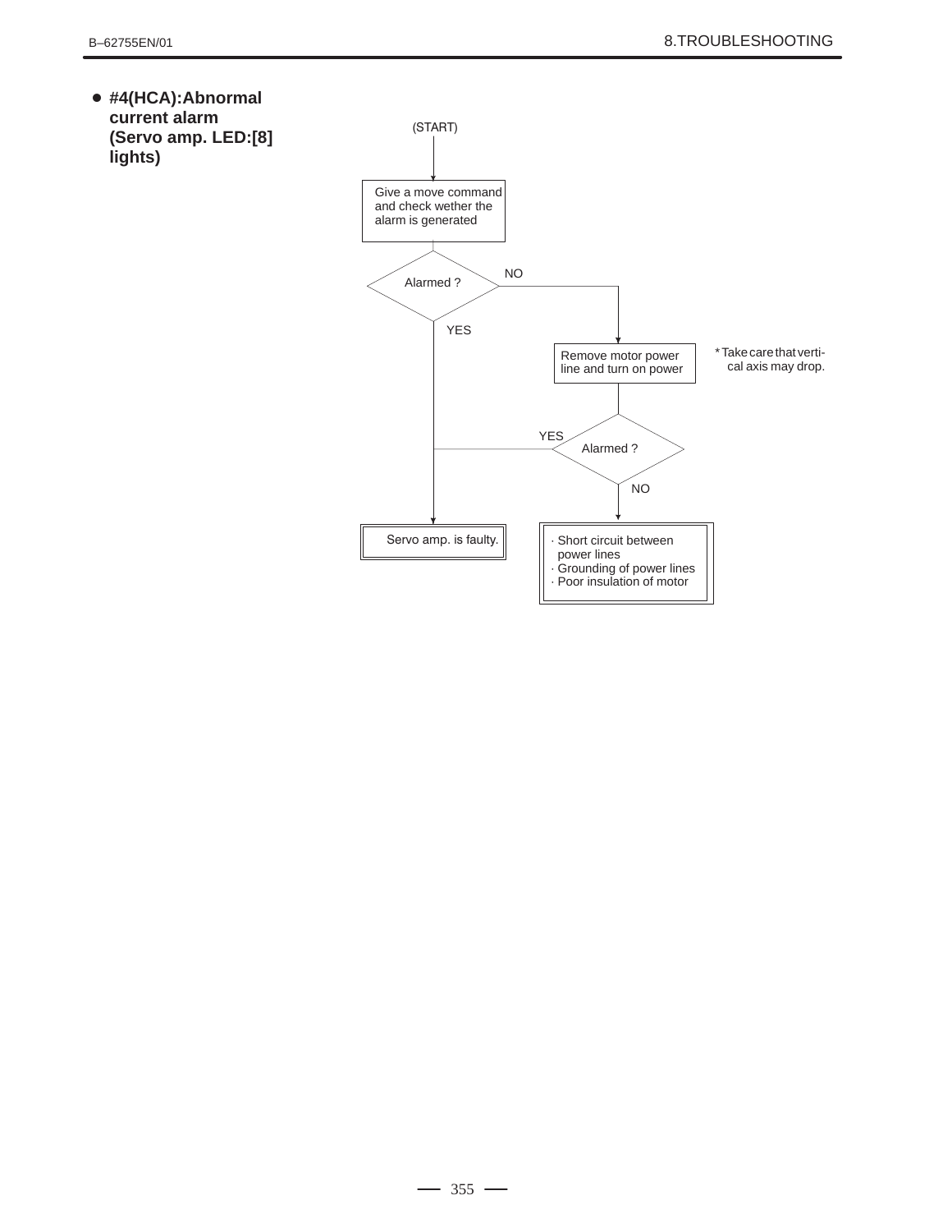- **#4(HCA):Abnormal current alarm (Servo amp. LED:[8] lights)**

(START)

Give a move command and check wether the alarm is generated

Alarmed ?

NO

YES

Remove motor power line and turn on power

* Take care that vertical axis may drop.

YES

Alarmed ?

NO

Servo amp. is faulty.

· Short circuit between power lines
· Grounding of power lines
· Poor insulation of motor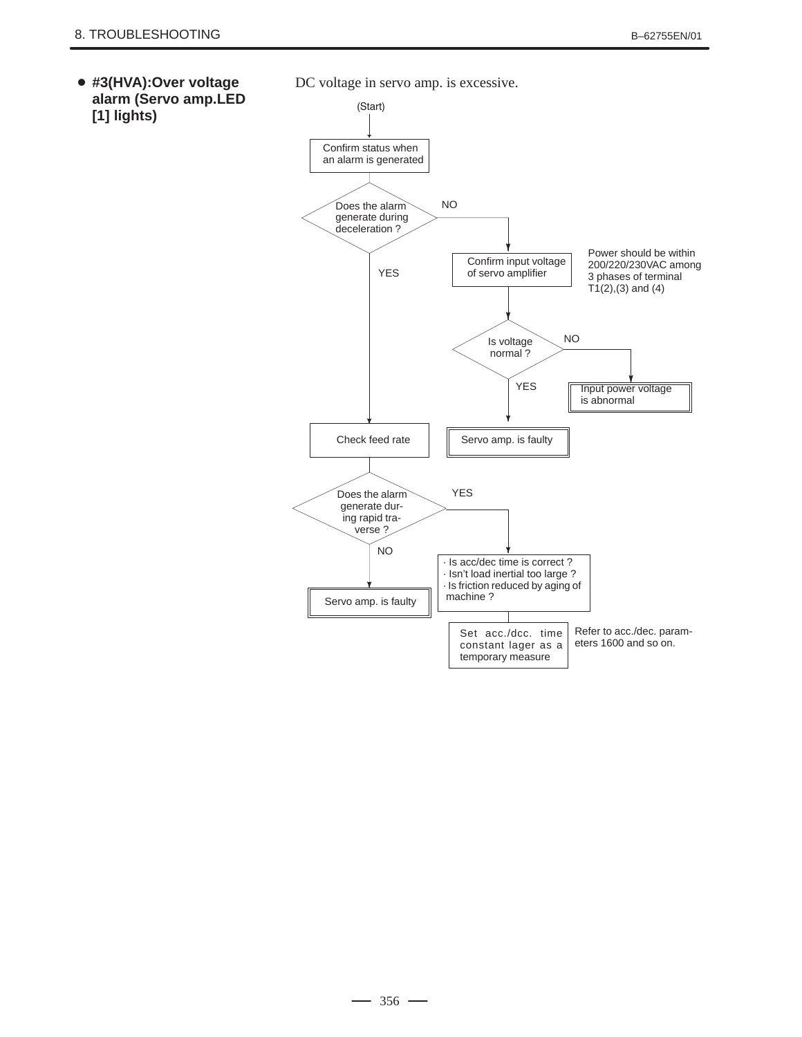- **#3(HVA):Over voltage alarm (Servo amp.LED [1] lights)**

DC voltage in servo amp. is excessive.

(Start)

Confirm status when an alarm is generated

Does the alarm generate during deceleration ?

NO

Confirm input voltage of servo amplifier

Power should be within 200/220/230VAC among 3 phases of terminal T1(2),(3) and (4)

YES

Is voltage normal ?

NO

YES

Input power voltage is abnormal

Check feed rate

Servo amp. is faulty

Does the alarm generate during rapid traverse ?

YES

NO

· Is acc/dec time is correct ?
· Isn't load inertial too large ?
· Is friction reduced by aging of machine ?

Servo amp. is faulty

Set acc./dcc. time constant lager as a temporary measure

Refer to acc./dec. parameters 1600 and so on.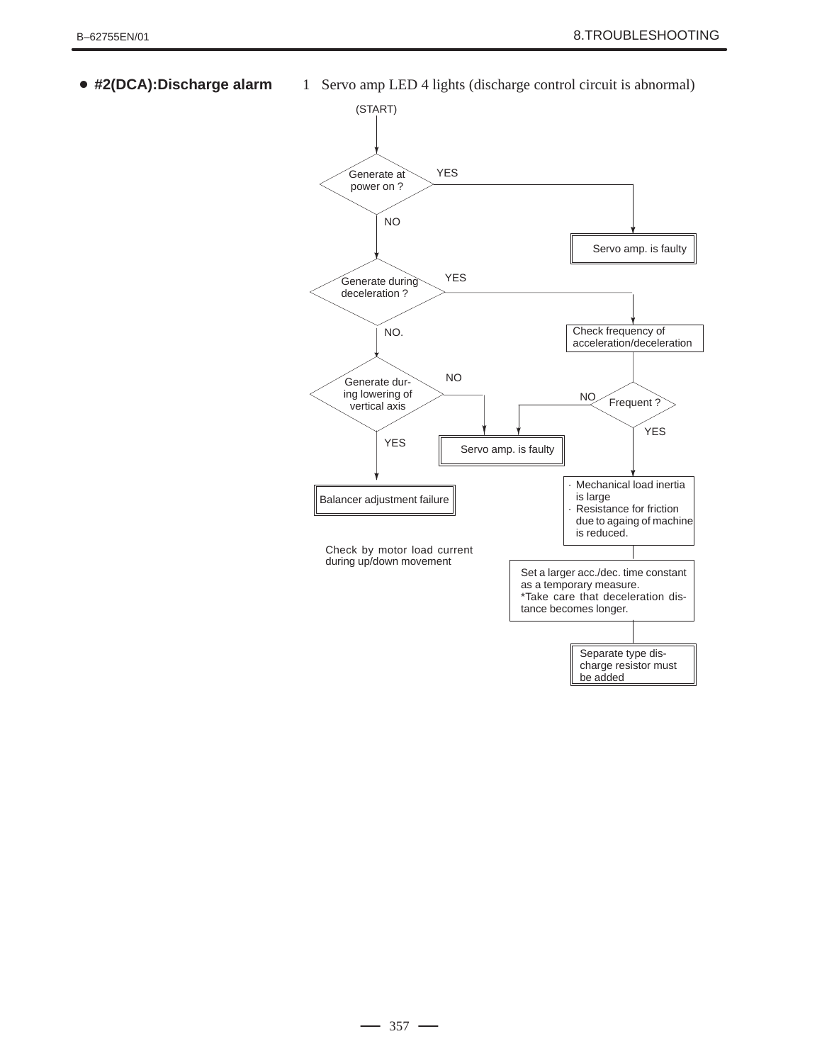- **#2(DCA):Discharge alarm**

1 Servo amp LED 4 lights (discharge control circuit is abnormal)

(START)

Generate at power on ?

YES

NO

Servo amp. is faulty

Generate during deceleration ?

YES

NO.

Check frequency of acceleration/deceleration

Generate during lowering of vertical axis

NO

NO

Frequent ?

YES

Servo amp. is faulty

YES

Balancer adjustment failure

· Mechanical load inertia is large
· Resistance for friction due to againg of machine is reduced.

Check by motor load current during up/down movement

Set a larger acc./dec. time constant as a temporary measure.
*Take care that deceleration distance becomes longer.

Separate type discharge resistor must be added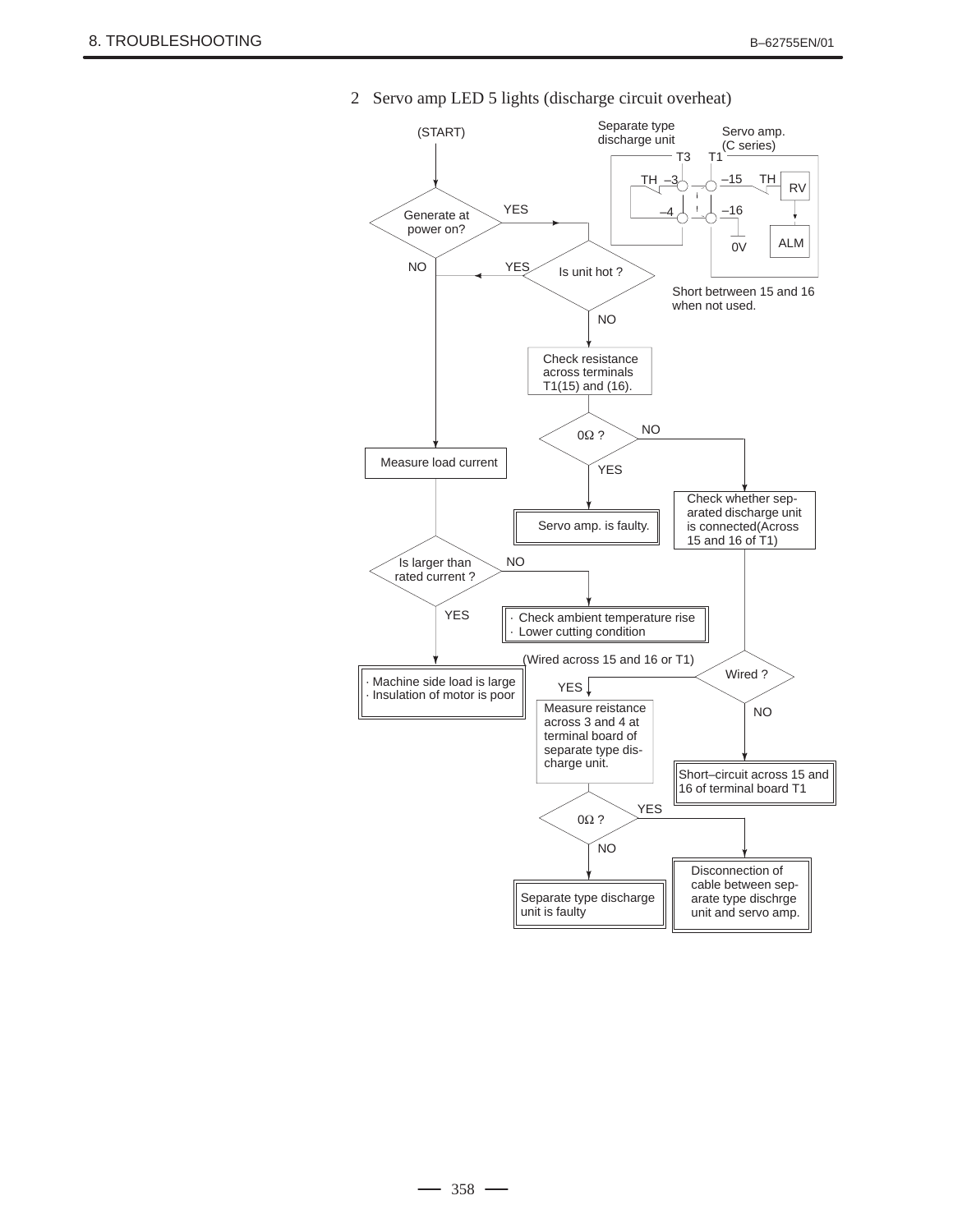2 Servo amp LED 5 lights (discharge circuit overheat)

(START)

Generate at power on?

YES

NO

YES

Is unit hot ?

NO

Check resistance across terminals T1(15) and (16).

0Ω ?

NO

YES

Measure load current

Servo amp. is faulty.

Check whether separated discharge unit is connected(Across 15 and 16 of T1)

Is larger than rated current ?

NO

YES

· Check ambient temperature rise
· Lower cutting condition

(Wired across 15 and 16 or T1)

Wired ?

YES

NO

· Machine side load is large
· Insulation of motor is poor

Measure reistance across 3 and 4 at terminal board of separate type discharge unit.

Short–circuit across 15 and 16 of terminal board T1

0Ω ?

YES

NO

Separate type discharge unit is faulty

Disconnection of cable between separate type dischrge unit and servo amp.

Separate type discharge unit

Servo amp. (C series)

T3

T1

TH –3

–15 TH

RV

–4

–16

0V

ALM

Short betrween 15 and 16 when not used.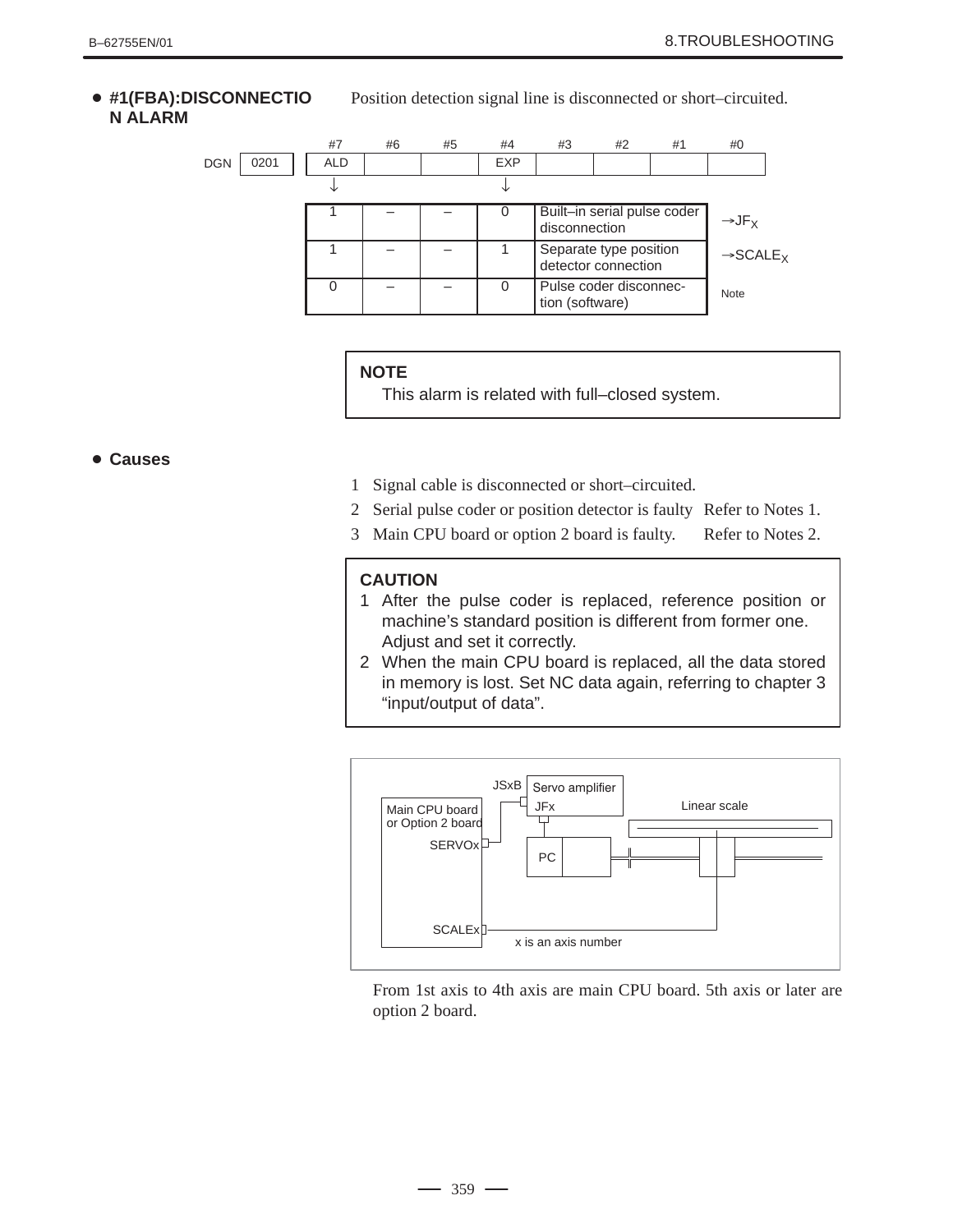- **#1(FBA):DISCONNECTION ALARM**

Position detection signal line is disconnected or short–circuited.

| | #7 | #6 | #5 | #4 | #3 | #2 | #1 | #0 |
|---|---|---|---|---|---|---|---|---|
| DGN 0201 | ALD | | | EXP | | | | |

| ALD | #6 | #5 | EXP | Description | |
|---|---|---|---|---|---|
| 1 | – | – | 0 | Built–in serial pulse coder disconnection | →$JF_X$ |
| 1 | – | – | 1 | Separate type position detector connection | →$SCALE_X$ |
| 0 | – | – | 0 | Pulse coder disconnection (software) | Note |

**NOTE**
This alarm is related with full–closed system.

- **Causes**

1 Signal cable is disconnected or short–circuited.
2 Serial pulse coder or position detector is faulty Refer to Notes 1.
3 Main CPU board or option 2 board is faulty. Refer to Notes 2.

**CAUTION**
1 After the pulse coder is replaced, reference position or machine's standard position is different from former one. Adjust and set it correctly.
2 When the main CPU board is replaced, all the data stored in memory is lost. Set NC data again, referring to chapter 3 "input/output of data".

JSxB
Servo amplifier
JFx
Main CPU board or Option 2 board
SERVOx
PC
Linear scale
SCALEx
x is an axis number

From 1st axis to 4th axis are main CPU board. 5th axis or later are option 2 board.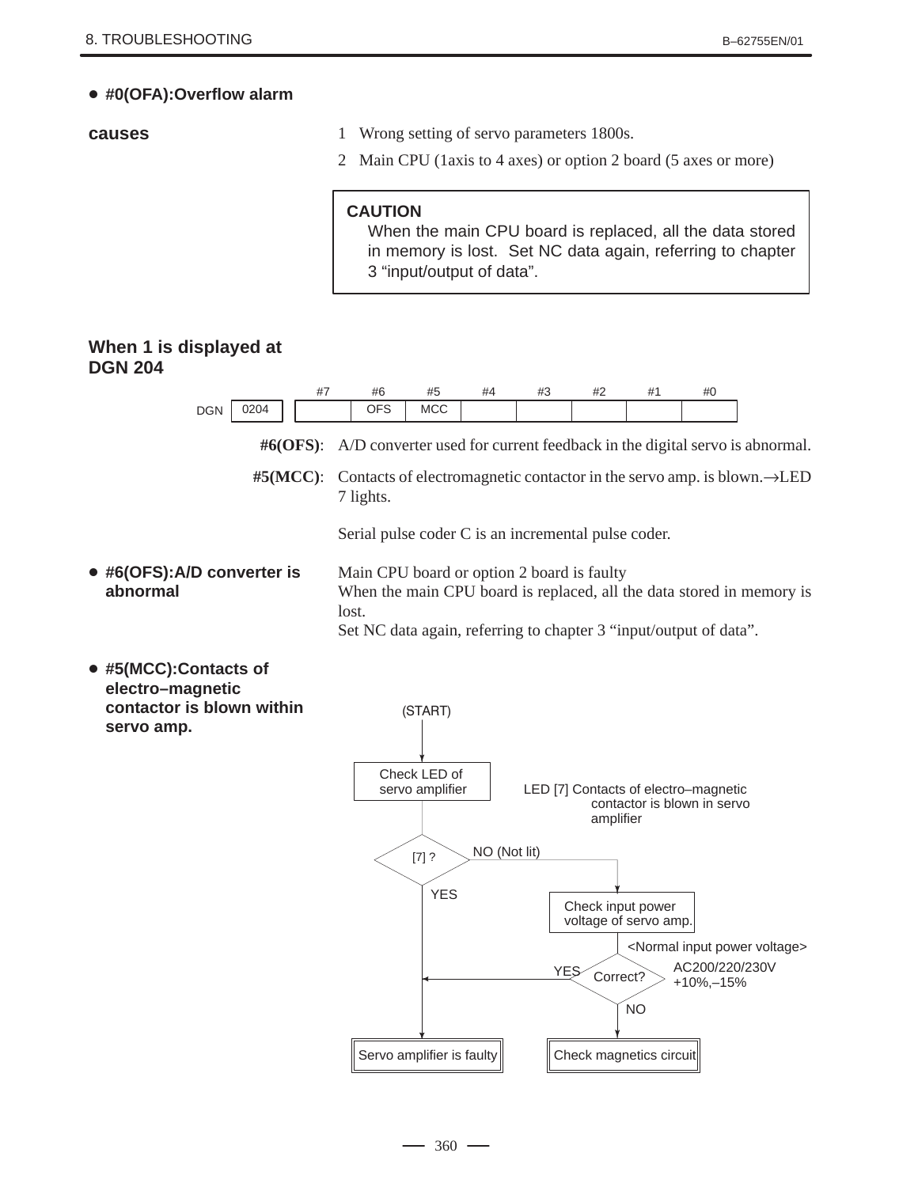- **#0(OFA):Overflow alarm**

**causes**

1 Wrong setting of servo parameters 1800s.
2 Main CPU (1axis to 4 axes) or option 2 board (5 axes or more)

> **CAUTION**
> When the main CPU board is replaced, all the data stored in memory is lost. Set NC data again, referring to chapter 3 “input/output of data”.

**When 1 is displayed at DGN 204**

| | | #7 | #6 | #5 | #4 | #3 | #2 | #1 | #0 |
|---|---|---|---|---|---|---|---|---|---|
| DGN | 0204 | | OFS | MCC | | | | | |

**#6(OFS)**: A/D converter used for current feedback in the digital servo is abnormal.

**#5(MCC)**: Contacts of electromagnetic contactor in the servo amp. is blown.→LED 7 lights.

Serial pulse coder C is an incremental pulse coder.

- **#6(OFS):A/D converter is abnormal**

Main CPU board or option 2 board is faulty
When the main CPU board is replaced, all the data stored in memory is lost.
Set NC data again, referring to chapter 3 “input/output of data”.

- **#5(MCC):Contacts of electro–magnetic contactor is blown within servo amp.**

(START)

Check LED of servo amplifier

LED [7] Contacts of electro–magnetic contactor is blown in servo amplifier

[7] ?

NO (Not lit)

YES

Check input power voltage of servo amp.

<Normal input power voltage>

AC200/220/230V +10%,–15%

Correct?

YES

NO

Servo amplifier is faulty

Check magnetics circuit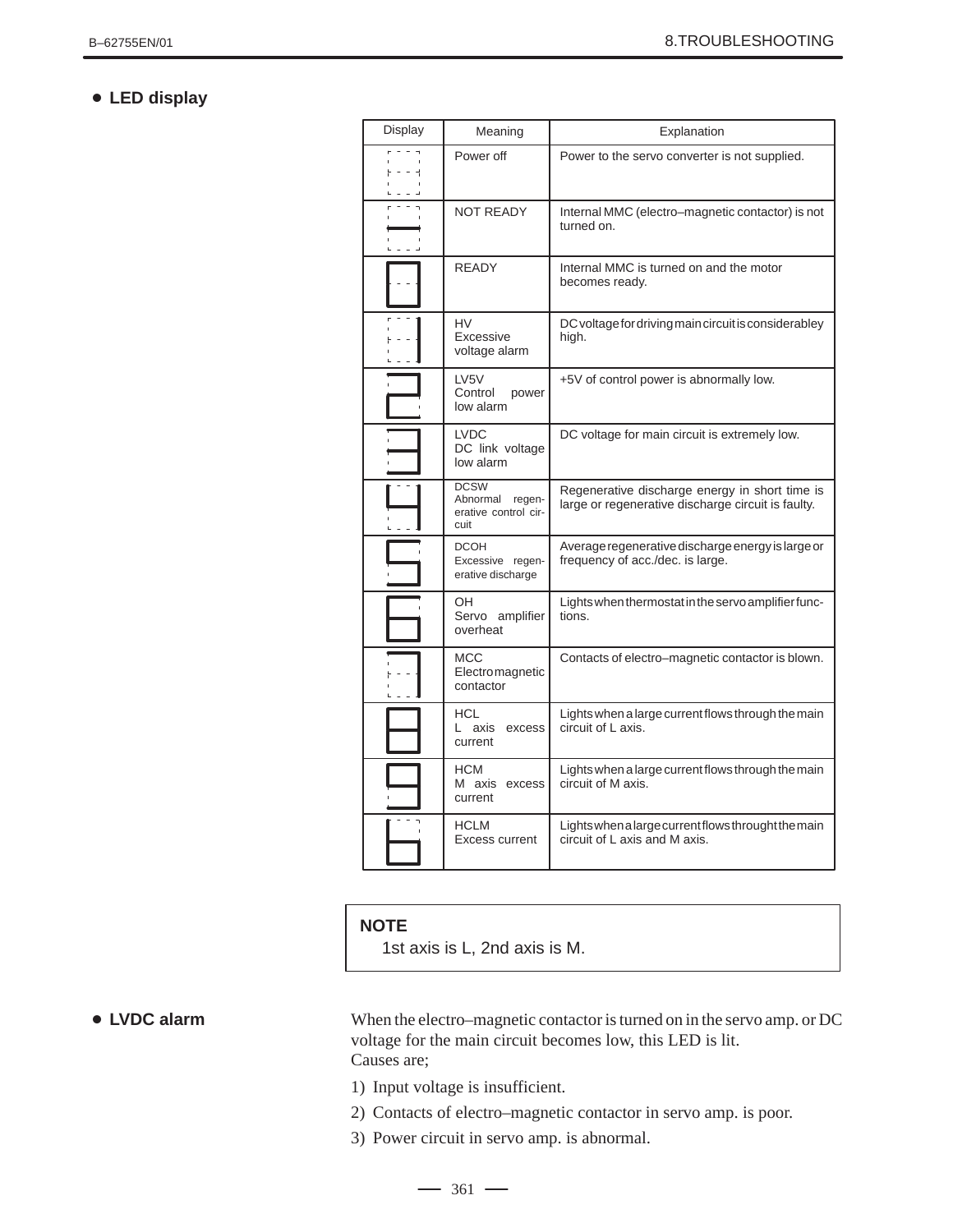- **LED display**

| Display | Meaning | Explanation |
|---|---|---|
| (all segments off) | Power off | Power to the servo converter is not supplied. |
| – | NOT READY | Internal MMC (electro–magnetic contactor) is not turned on. |
| 0 | READY | Internal MMC is turned on and the motor becomes ready. |
| 1 | HV Excessive voltage alarm | DC voltage for driving main circuit is considerabley high. |
| 2 | LV5V Control power low alarm | +5V of control power is abnormally low. |
| 3 | LVDC DC link voltage low alarm | DC voltage for main circuit is extremely low. |
| 4 | DCSW Abnormal regenerative control circuit | Regenerative discharge energy in short time is large or regenerative discharge circuit is faulty. |
| 5 | DCOH Excessive regenerative discharge | Average regenerative discharge energy is large or frequency of acc./dec. is large. |
| 6 | OH Servo amplifier overheat | Lights when thermostat in the servo amplifier functions. |
| 7 | MCC Electromagnetic contactor | Contacts of electro–magnetic contactor is blown. |
| 8 | HCL L axis excess current | Lights when a large current flows through the main circuit of L axis. |
| 9 | HCM M axis excess current | Lights when a large current flows through the main circuit of M axis. |
| b | HCLM Excess current | Lights when a large current flows throught the main circuit of L axis and M axis. |

> **NOTE**
> 1st axis is L, 2nd axis is M.

- **LVDC alarm**

When the electro–magnetic contactor is turned on in the servo amp. or DC voltage for the main circuit becomes low, this LED is lit.
Causes are;

1) Input voltage is insufficient.
2) Contacts of electro–magnetic contactor in servo amp. is poor.
3) Power circuit in servo amp. is abnormal.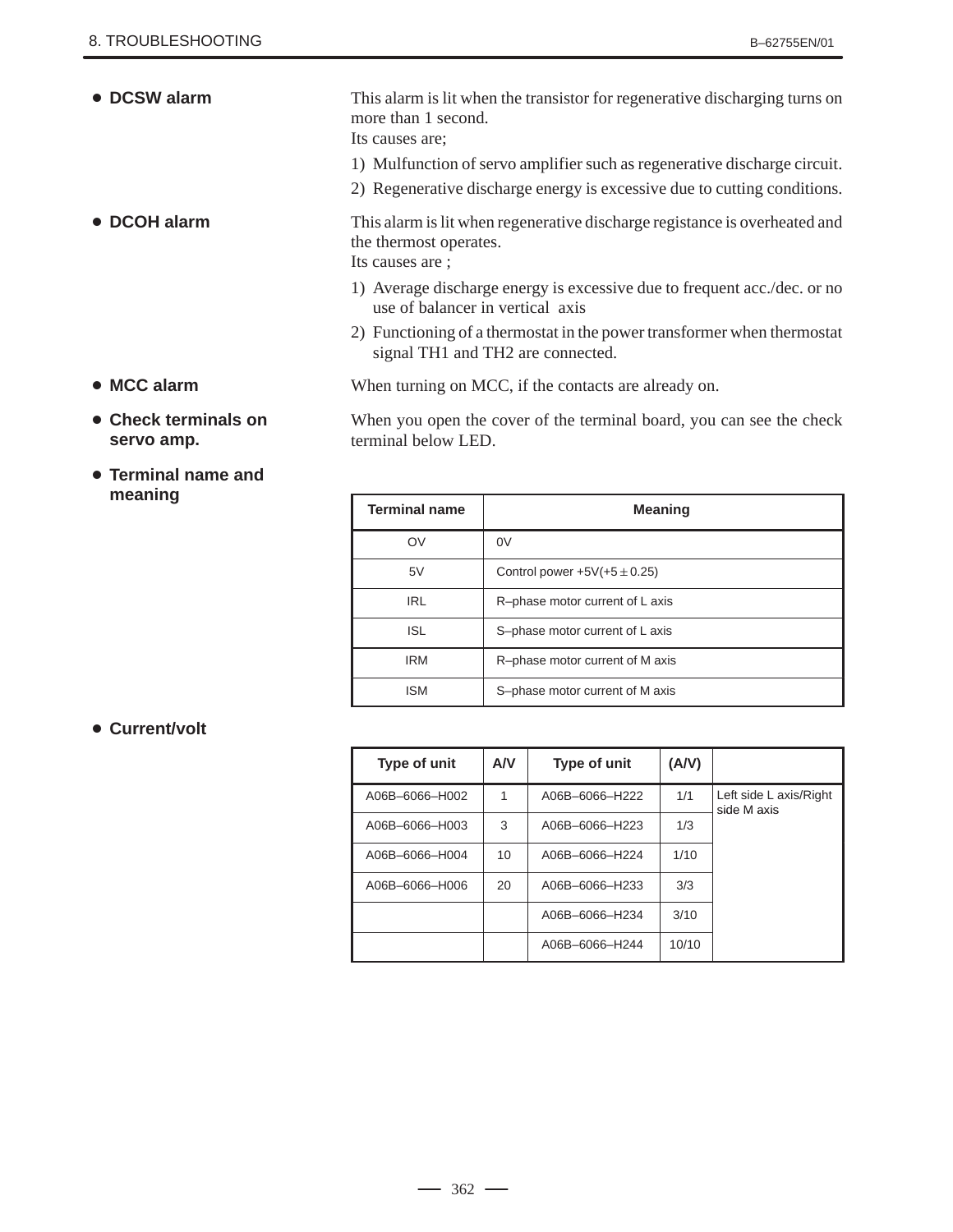- **DCSW alarm**

This alarm is lit when the transistor for regenerative discharging turns on more than 1 second.
Its causes are;

1) Mulfunction of servo amplifier such as regenerative discharge circuit.
2) Regenerative discharge energy is excessive due to cutting conditions.

- **DCOH alarm**

This alarm is lit when regenerative discharge registance is overheated and the thermost operates.
Its causes are ;

1) Average discharge energy is excessive due to frequent acc./dec. or no use of balancer in vertical axis
2) Functioning of a thermostat in the power transformer when thermostat signal TH1 and TH2 are connected.

- **MCC alarm**

When turning on MCC, if the contacts are already on.

- **Check terminals on servo amp.**

When you open the cover of the terminal board, you can see the check terminal below LED.

- **Terminal name and meaning**

| Terminal name | Meaning |
|---|---|
| OV | 0V |
| 5V | Control power +5V(+5 $\pm$ 0.25) |
| IRL | R–phase motor current of L axis |
| ISL | S–phase motor current of L axis |
| IRM | R–phase motor current of M axis |
| ISM | S–phase motor current of M axis |

- **Current/volt**

| Type of unit | A/V | Type of unit | (A/V) | |
|---|---|---|---|---|
| A06B–6066–H002 | 1 | A06B–6066–H222 | 1/1 | Left side L axis/Right side M axis |
| A06B–6066–H003 | 3 | A06B–6066–H223 | 1/3 | |
| A06B–6066–H004 | 10 | A06B–6066–H224 | 1/10 | |
| A06B–6066–H006 | 20 | A06B–6066–H233 | 3/3 | |
| | | A06B–6066–H234 | 3/10 | |
| | | A06B–6066–H244 | 10/10 | |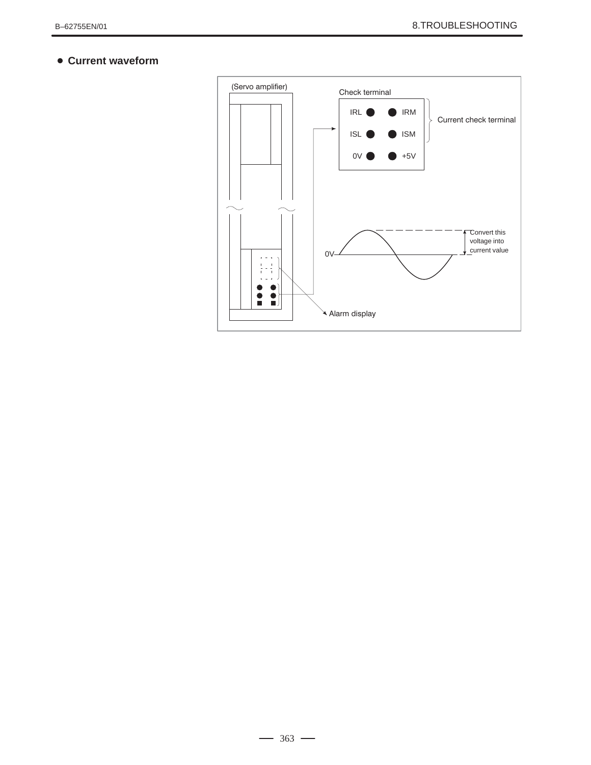- **Current waveform**

(Servo amplifier)

Check terminal

IRL IRM

ISL ISM

0V +5V

Current check terminal

0V

Convert this voltage into current value

Alarm display